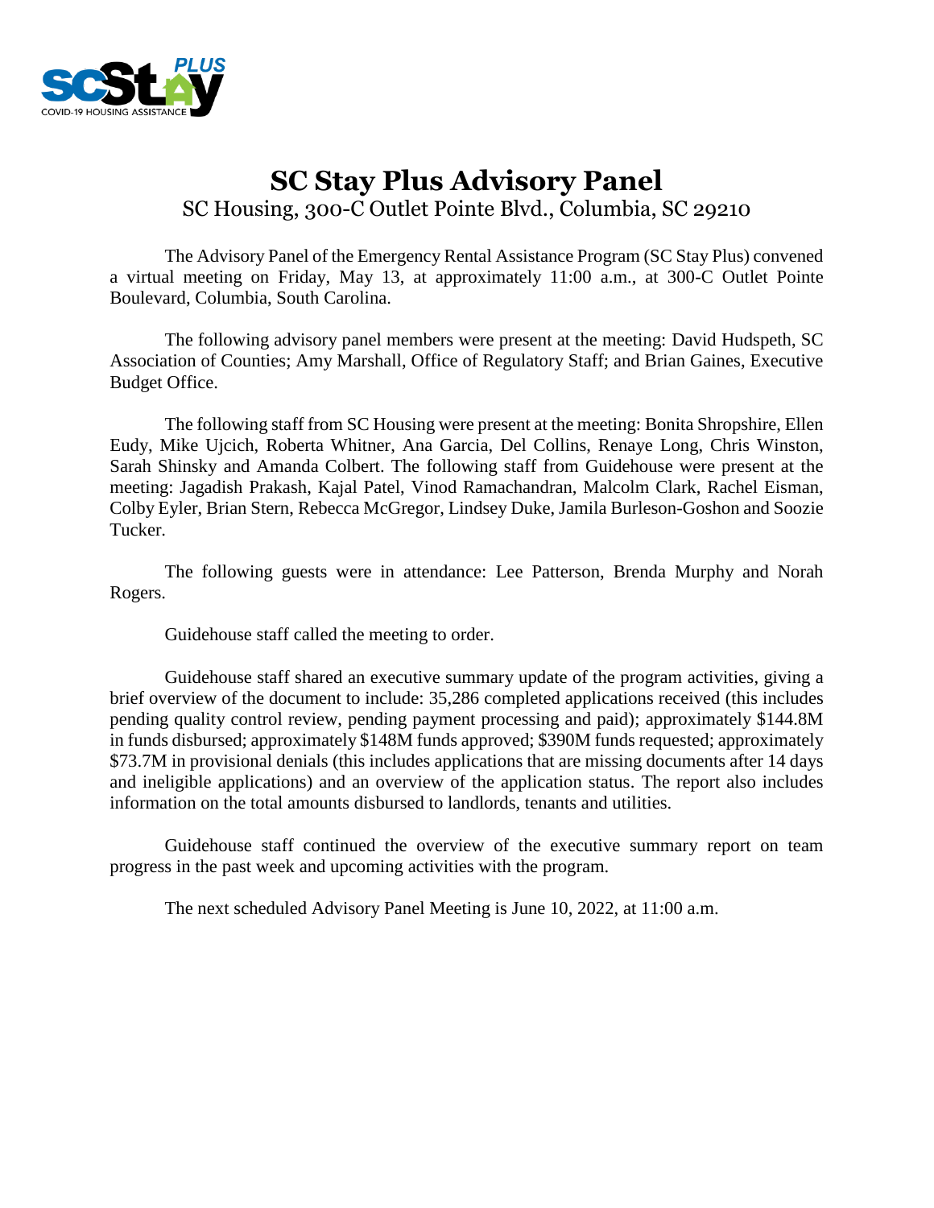# SC Stay Plus Advisory Panel

SC Housing, 300-C Outlet Pointe Blvd., Columbia, SC 29210

The Advisory Panel of the Emergency Rental Assistance Program (SC Stay Plus) convened a virtual meeting on Friday, May 13, at approximately 11:00 a.m., at 300-C Outlet Pointe Boulevard, Columbia, South Carolina.

The following advisory panel members were present at the meeting: David Hudspeth, SC Association of Counties; Amy Marshall, Office of Regulatory Staff; and Brian Gaines, Executive Budget Office.

The following staff from SC Housing were present at the meeting: Bonita Shropshire, Ellen Eudy, Mike Ujcich, Roberta Whitner, Ana Garcia, Del Collins, Renaye Long, Chris Winston, Sarah Shinsky and Amanda Colbert. The following staff from Guidehouse were present at the meeting: Jagadish Prakash, Kajal Patel, Vinod Ramachandran, Malcolm Clark, Rachel Eisman, Colby Eyler, Brian Stern, Rebecca McGregor, Lindsey Duke, Jamila Burleson-Goshon and Soozie Tucker.

The following guests were in attendance: Lee Patterson, Brenda Murphy and Norah Rogers.

Guidehouse staff called the meeting to order.

Guidehouse staff shared an executive summary update of the program activities, giving a brief overview of the document to include: 35,286 completed applications received (this includes pending quality control review, pending payment processing and paid); approximately $144.8M in funds disbursed; approximately $148M funds approved; $390M funds requested; approximately $73.7M in provisional denials (this includes applications that are missing documents after 14 days and ineligible applications) and an overview of the application status. The report also includes information on the total amounts disbursed to landlords, tenants and utilities.

Guidehouse staff continued the overview of the executive summary report on team progress in the past week and upcoming activities with the program.

The next scheduled Advisory Panel Meeting is June 10, 2022, at 11:00 a.m.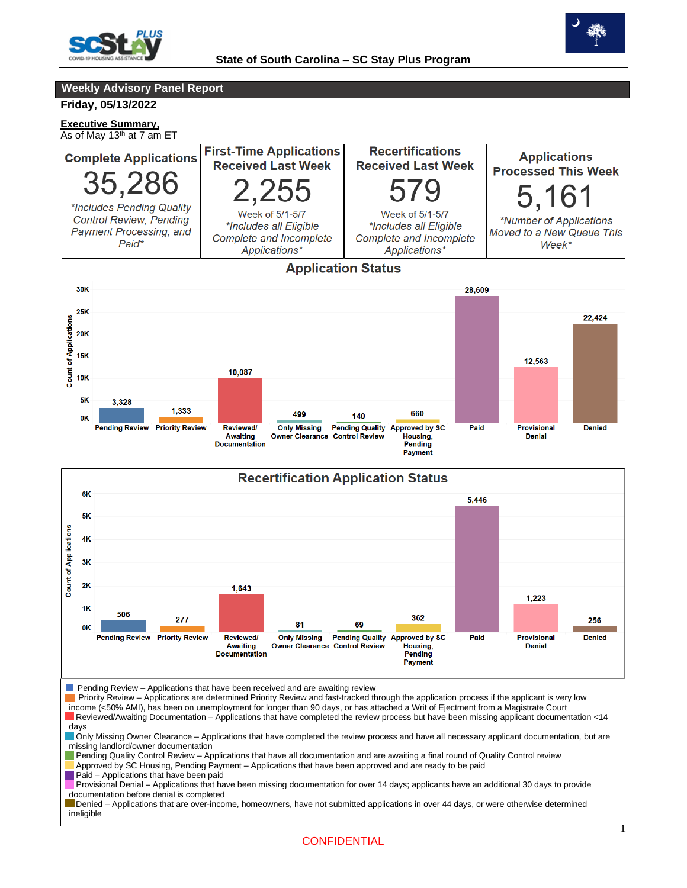State of South Carolina – SC Stay Plus Program

## Weekly Advisory Panel Report

**Friday, 05/13/2022**

**Executive Summary,**
As of May 13th at 7 am ET

| Complete Applications | First-Time Applications Received Last Week | Recertifications Received Last Week | Applications Processed This Week |
|---|---|---|---|
| 35,286 | 2,255 | 579 | 5,161 |
| *Includes Pending Quality Control Review, Pending Payment Processing, and Paid* | Week of 5/1-5/7 *Includes all Eligible Complete and Incomplete Applications* | Week of 5/1-5/7 *Includes all Eligible Complete and Incomplete Applications* | *Number of Applications Moved to a New Queue This Week* |

### Application Status

| Status | Count of Applications |
|---|---|
| Pending Review | 3,328 |
| Priority Review | 1,333 |
| Reviewed/ Awaiting Documentation | 10,087 |
| Only Missing Owner Clearance | 499 |
| Pending Quality Control Review | 140 |
| Approved by SC Housing, Pending Payment | 660 |
| Paid | 28,609 |
| Provisional Denial | 12,563 |
| Denied | 22,424 |

### Recertification Application Status

| Status | Count of Applications |
|---|---|
| Pending Review | 506 |
| Priority Review | 277 |
| Reviewed/ Awaiting Documentation | 1,643 |
| Only Missing Owner Clearance | 81 |
| Pending Quality Control Review | 69 |
| Approved by SC Housing, Pending Payment | 362 |
| Paid | 5,446 |
| Provisional Denial | 1,223 |
| Denied | 256 |

- Pending Review – Applications that have been received and are awaiting review
- Priority Review – Applications are determined Priority Review and fast-tracked through the application process if the applicant is very low income (<50% AMI), has been on unemployment for longer than 90 days, or has attached a Writ of Ejectment from a Magistrate Court
- Reviewed/Awaiting Documentation – Applications that have completed the review process but have been missing applicant documentation <14 days
- Only Missing Owner Clearance – Applications that have completed the review process and have all necessary applicant documentation, but are missing landlord/owner documentation
- Pending Quality Control Review – Applications that have all documentation and are awaiting a final round of Quality Control review
- Approved by SC Housing, Pending Payment – Applications that have been approved and are ready to be paid
- Paid – Applications that have been paid
- Provisional Denial – Applications that have been missing documentation for over 14 days; applicants have an additional 30 days to provide documentation before denial is completed
- Denied – Applications that are over-income, homeowners, have not submitted applications in over 44 days, or were otherwise determined ineligible

CONFIDENTIAL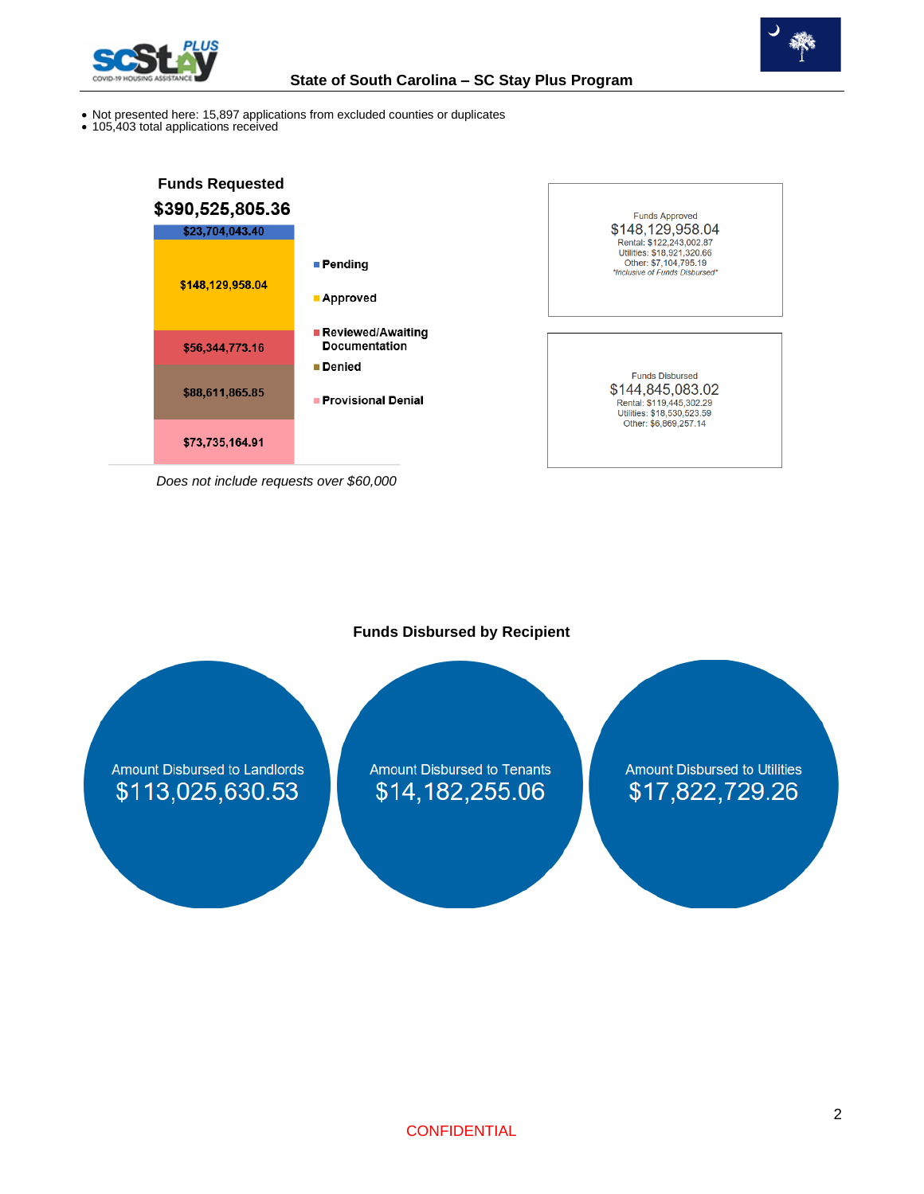- Not presented here: 15,897 applications from excluded counties or duplicates
- 105,403 total applications received

**Funds Requested**

**$390,525,805.36**

| Status | Amount |
|---|---|
| Pending | $23,704,043.40 |
| Approved | $148,129,958.04 |
| Reviewed/Awaiting Documentation | $56,344,773.16 |
| Denied | $88,611,865.85 |
| Provisional Denial | $73,735,164.91 |

*Does not include requests over $60,000*

Funds Approved
$148,129,958.04
Rental: $122,243,002.87
Utilities: $18,921,320.66
Other: $7,104,795.19
*Inclusive of Funds Disbursed*

Funds Disbursed
$144,845,083.02
Rental: $119,445,302.29
Utilities: $18,530,523.59
Other: $6,869,257.14

**Funds Disbursed by Recipient**

Amount Disbursed to Landlords
$113,025,630.53

Amount Disbursed to Tenants
$14,182,255.06

Amount Disbursed to Utilities
$17,822,729.26

CONFIDENTIAL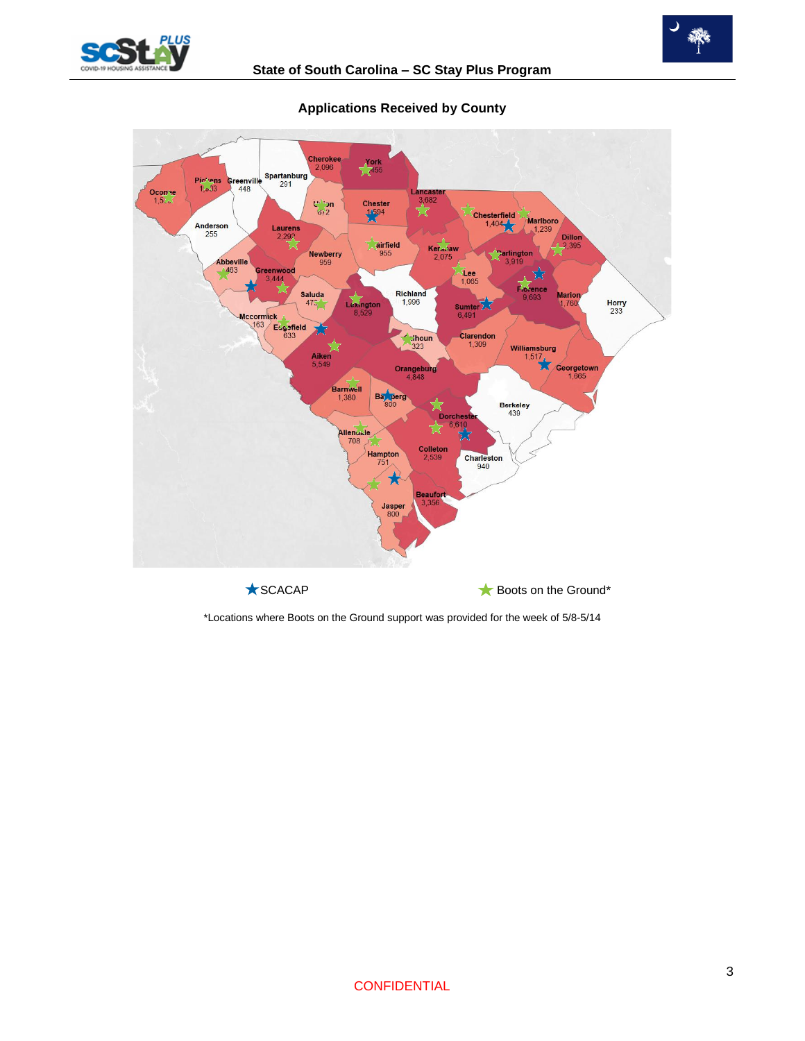## Applications Received by County

| County | Applications |
|---|---|
| Oconee | 1,5?? |
| Pickens | 1,?03 |
| Greenville | 448 |
| Spartanburg | 291 |
| Cherokee | 2,096 |
| York | ?455 |
| Union | 672 |
| Chester | 1,594 |
| Lancaster | 3,682 |
| Chesterfield | 1,404 |
| Marlboro | 1,239 |
| Dillon | 2,395 |
| Anderson | 255 |
| Laurens | 2,29? |
| Newberry | 959 |
| Fairfield | 955 |
| Kershaw | 2,075 |
| Darlington | 3,919 |
| Abbeville | 463 |
| Greenwood | 3,444 |
| Saluda | 47? |
| Lexington | 8,529 |
| Richland | 1,996 |
| Lee | 1,065 |
| Florence | 9,693 |
| Marion | 1,760 |
| Horry | 233 |
| Sumter | 6,491 |
| Mccormick | 163 |
| Edgefield | 633 |
| Calhoun | 323 |
| Clarendon | 1,309 |
| Williamsburg | 1,517 |
| Aiken | 5,549 |
| Orangeburg | 4,848 |
| Georgetown | 1,665 |
| Barnwell | 1,380 |
| Bamberg | 809 |
| Berkeley | 439 |
| Dorchester | 6,610 |
| Allendale | 708 |
| Hampton | 751 |
| Colleton | 2,539 |
| Charleston | 940 |
| Beaufort | 3,356 |
| Jasper | 800 |

★ SCACAP ★ Boots on the Ground*

*Locations where Boots on the Ground support was provided for the week of 5/8-5/14

CONFIDENTIAL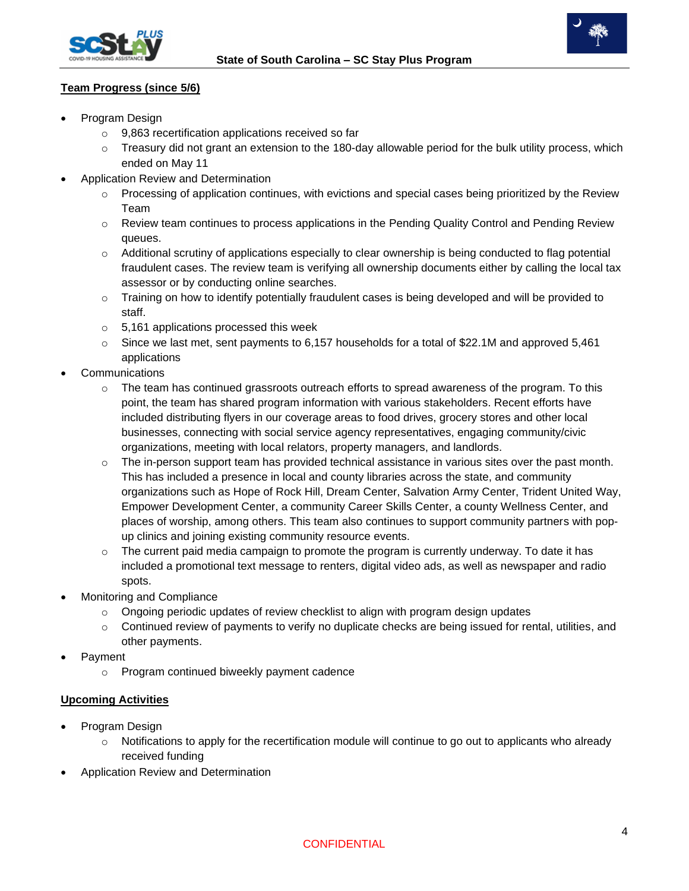**Team Progress (since 5/6)**

- Program Design
  - 9,863 recertification applications received so far
  - Treasury did not grant an extension to the 180-day allowable period for the bulk utility process, which ended on May 11
- Application Review and Determination
  - Processing of application continues, with evictions and special cases being prioritized by the Review Team
  - Review team continues to process applications in the Pending Quality Control and Pending Review queues.
  - Additional scrutiny of applications especially to clear ownership is being conducted to flag potential fraudulent cases. The review team is verifying all ownership documents either by calling the local tax assessor or by conducting online searches.
  - Training on how to identify potentially fraudulent cases is being developed and will be provided to staff.
  - 5,161 applications processed this week
  - Since we last met, sent payments to 6,157 households for a total of $22.1M and approved 5,461 applications
- Communications
  - The team has continued grassroots outreach efforts to spread awareness of the program. To this point, the team has shared program information with various stakeholders. Recent efforts have included distributing flyers in our coverage areas to food drives, grocery stores and other local businesses, connecting with social service agency representatives, engaging community/civic organizations, meeting with local relators, property managers, and landlords.
  - The in-person support team has provided technical assistance in various sites over the past month. This has included a presence in local and county libraries across the state, and community organizations such as Hope of Rock Hill, Dream Center, Salvation Army Center, Trident United Way, Empower Development Center, a community Career Skills Center, a county Wellness Center, and places of worship, among others. This team also continues to support community partners with pop-up clinics and joining existing community resource events.
  - The current paid media campaign to promote the program is currently underway. To date it has included a promotional text message to renters, digital video ads, as well as newspaper and radio spots.
- Monitoring and Compliance
  - Ongoing periodic updates of review checklist to align with program design updates
  - Continued review of payments to verify no duplicate checks are being issued for rental, utilities, and other payments.
- Payment
  - Program continued biweekly payment cadence

**Upcoming Activities**

- Program Design
  - Notifications to apply for the recertification module will continue to go out to applicants who already received funding
- Application Review and Determination

CONFIDENTIAL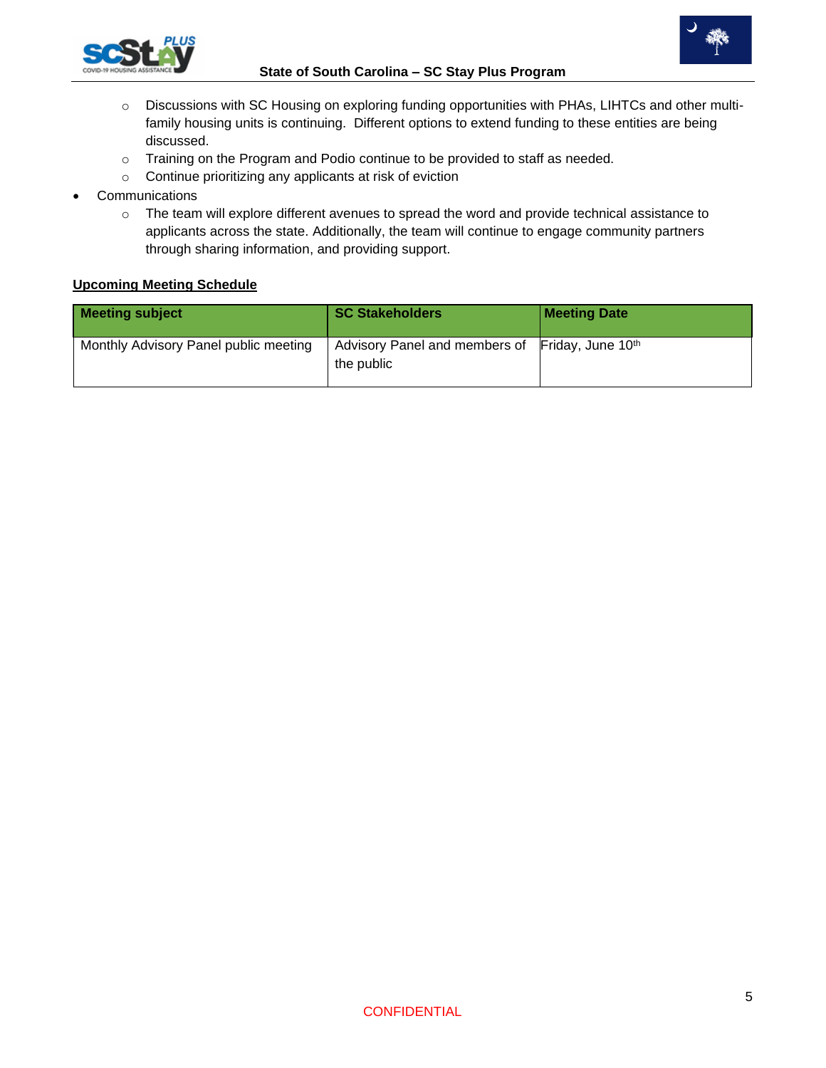- Discussions with SC Housing on exploring funding opportunities with PHAs, LIHTCs and other multi-family housing units is continuing. Different options to extend funding to these entities are being discussed.
    - Training on the Program and Podio continue to be provided to staff as needed.
    - Continue prioritizing any applicants at risk of eviction
- Communications
    - The team will explore different avenues to spread the word and provide technical assistance to applicants across the state. Additionally, the team will continue to engage community partners through sharing information, and providing support.

**<u>Upcoming Meeting Schedule</u>**

| Meeting subject | SC Stakeholders | Meeting Date |
|---|---|---|
| Monthly Advisory Panel public meeting | Advisory Panel and members of the public | Friday, June 10th |

CONFIDENTIAL